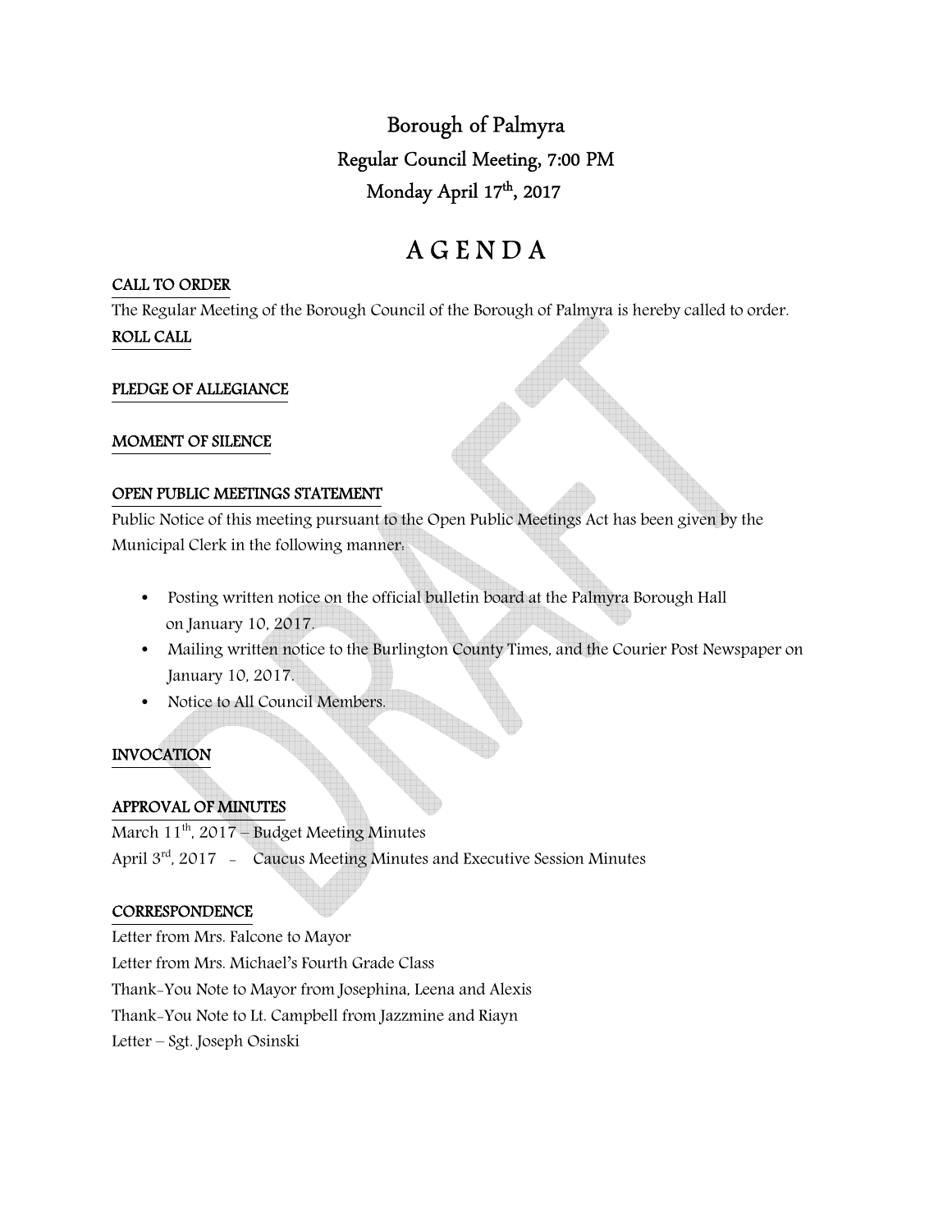# Borough of Palmyra

## Regular Council Meeting, 7:00 PM

## Monday April 17th, 2017

# A G E N D A

**CALL TO ORDER**

The Regular Meeting of the Borough Council of the Borough of Palmyra is hereby called to order.

**ROLL CALL**

**PLEDGE OF ALLEGIANCE**

**MOMENT OF SILENCE**

**OPEN PUBLIC MEETINGS STATEMENT**

Public Notice of this meeting pursuant to the Open Public Meetings Act has been given by the Municipal Clerk in the following manner:

- Posting written notice on the official bulletin board at the Palmyra Borough Hall on January 10, 2017.
- Mailing written notice to the Burlington County Times, and the Courier Post Newspaper on January 10, 2017.
- Notice to All Council Members.

**INVOCATION**

**APPROVAL OF MINUTES**

March 11th, 2017 – Budget Meeting Minutes

April 3rd, 2017 - Caucus Meeting Minutes and Executive Session Minutes

**CORRESPONDENCE**

Letter from Mrs. Falcone to Mayor

Letter from Mrs. Michael's Fourth Grade Class

Thank-You Note to Mayor from Josephina, Leena and Alexis

Thank-You Note to Lt. Campbell from Jazzmine and Riayn

Letter – Sgt. Joseph Osinski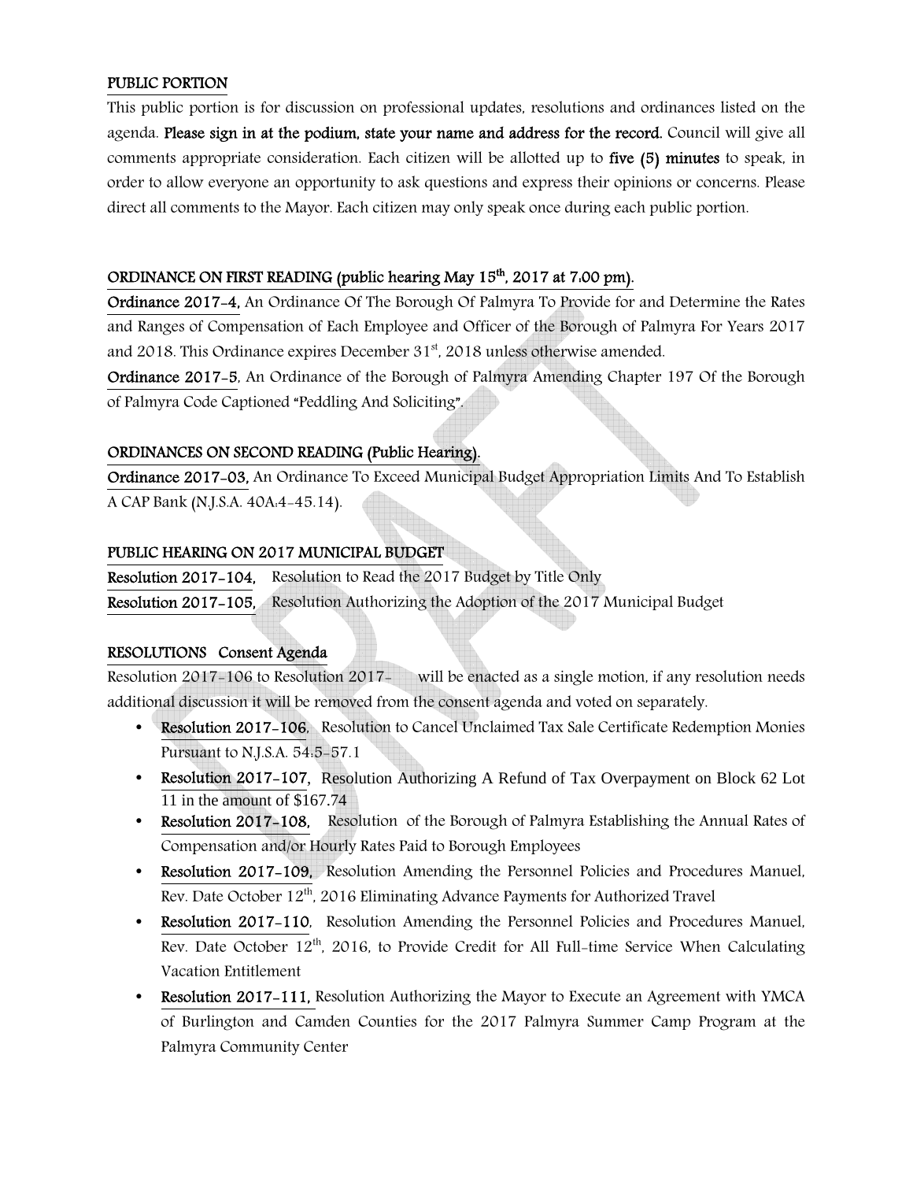## PUBLIC PORTION

This public portion is for discussion on professional updates, resolutions and ordinances listed on the agenda. **Please sign in at the podium, state your name and address for the record.** Council will give all comments appropriate consideration. Each citizen will be allotted up to **five (5) minutes** to speak, in order to allow everyone an opportunity to ask questions and express their opinions or concerns. Please direct all comments to the Mayor. Each citizen may only speak once during each public portion.

## ORDINANCE ON FIRST READING (public hearing May 15th, 2017 at 7:00 pm).

**Ordinance 2017-4,** An Ordinance Of The Borough Of Palmyra To Provide for and Determine the Rates and Ranges of Compensation of Each Employee and Officer of the Borough of Palmyra For Years 2017 and 2018. This Ordinance expires December 31st, 2018 unless otherwise amended.

**Ordinance 2017-5**, An Ordinance of the Borough of Palmyra Amending Chapter 197 Of the Borough of Palmyra Code Captioned "Peddling And Soliciting".

## ORDINANCES ON SECOND READING (Public Hearing).

**Ordinance 2017-03,** An Ordinance To Exceed Municipal Budget Appropriation Limits And To Establish A CAP Bank (N.J.S.A. 40A:4-45.14).

## PUBLIC HEARING ON 2017 MUNICIPAL BUDGET

**Resolution 2017-104,** Resolution to Read the 2017 Budget by Title Only

**Resolution 2017-105,** Resolution Authorizing the Adoption of the 2017 Municipal Budget

## RESOLUTIONS Consent Agenda

Resolution 2017-106 to Resolution 2017- will be enacted as a single motion, if any resolution needs additional discussion it will be removed from the consent agenda and voted on separately.

- **Resolution 2017-106**, Resolution to Cancel Unclaimed Tax Sale Certificate Redemption Monies Pursuant to N.J.S.A. 54:5-57.1
- **Resolution 2017-107,** Resolution Authorizing A Refund of Tax Overpayment on Block 62 Lot 11 in the amount of $167.74
- **Resolution 2017-108,** Resolution of the Borough of Palmyra Establishing the Annual Rates of Compensation and/or Hourly Rates Paid to Borough Employees
- **Resolution 2017-109,** Resolution Amending the Personnel Policies and Procedures Manuel, Rev. Date October 12th, 2016 Eliminating Advance Payments for Authorized Travel
- **Resolution 2017-110**, Resolution Amending the Personnel Policies and Procedures Manuel, Rev. Date October 12th, 2016, to Provide Credit for All Full-time Service When Calculating Vacation Entitlement
- **Resolution 2017-111,** Resolution Authorizing the Mayor to Execute an Agreement with YMCA of Burlington and Camden Counties for the 2017 Palmyra Summer Camp Program at the Palmyra Community Center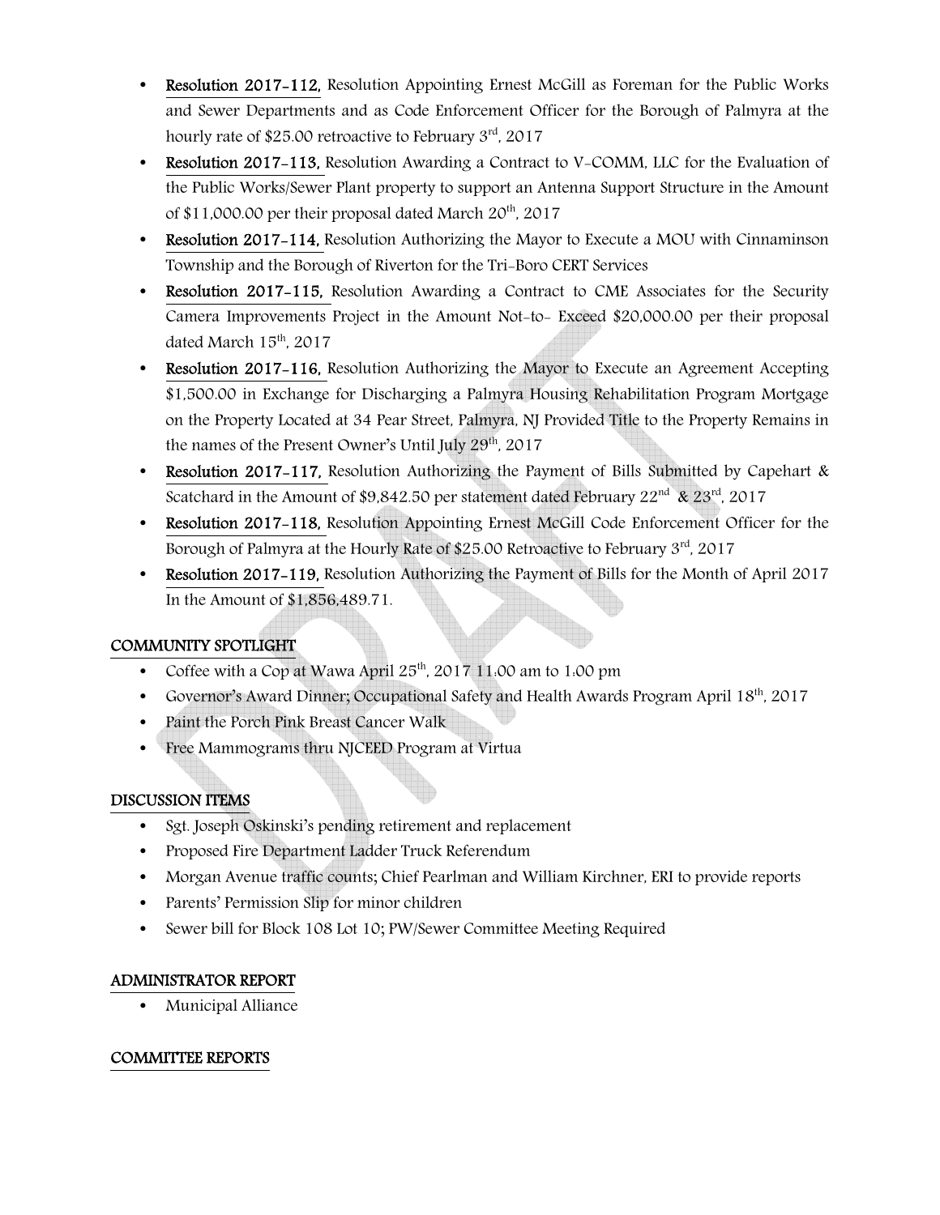- **Resolution 2017-112,** Resolution Appointing Ernest McGill as Foreman for the Public Works and Sewer Departments and as Code Enforcement Officer for the Borough of Palmyra at the hourly rate of $25.00 retroactive to February 3rd, 2017
- **Resolution 2017-113,** Resolution Awarding a Contract to V-COMM, LLC for the Evaluation of the Public Works/Sewer Plant property to support an Antenna Support Structure in the Amount of $11,000.00 per their proposal dated March 20th, 2017
- **Resolution 2017-114,** Resolution Authorizing the Mayor to Execute a MOU with Cinnaminson Township and the Borough of Riverton for the Tri-Boro CERT Services
- **Resolution 2017-115,** Resolution Awarding a Contract to CME Associates for the Security Camera Improvements Project in the Amount Not-to- Exceed $20,000.00 per their proposal dated March 15th, 2017
- **Resolution 2017-116,** Resolution Authorizing the Mayor to Execute an Agreement Accepting $1,500.00 in Exchange for Discharging a Palmyra Housing Rehabilitation Program Mortgage on the Property Located at 34 Pear Street, Palmyra, NJ Provided Title to the Property Remains in the names of the Present Owner's Until July 29th, 2017
- **Resolution 2017-117,** Resolution Authorizing the Payment of Bills Submitted by Capehart & Scatchard in the Amount of $9,842.50 per statement dated February 22nd & 23rd, 2017
- **Resolution 2017-118,** Resolution Appointing Ernest McGill Code Enforcement Officer for the Borough of Palmyra at the Hourly Rate of $25.00 Retroactive to February 3rd, 2017
- **Resolution 2017-119,** Resolution Authorizing the Payment of Bills for the Month of April 2017 In the Amount of $1,856,489.71.

## COMMUNITY SPOTLIGHT

- Coffee with a Cop at Wawa April 25th, 2017 11:00 am to 1:00 pm
- Governor's Award Dinner; Occupational Safety and Health Awards Program April 18th, 2017
- Paint the Porch Pink Breast Cancer Walk
- Free Mammograms thru NJCEED Program at Virtua

## DISCUSSION ITEMS

- Sgt. Joseph Oskinski's pending retirement and replacement
- Proposed Fire Department Ladder Truck Referendum
- Morgan Avenue traffic counts; Chief Pearlman and William Kirchner, ERI to provide reports
- Parents' Permission Slip for minor children
- Sewer bill for Block 108 Lot 10; PW/Sewer Committee Meeting Required

## ADMINISTRATOR REPORT

- Municipal Alliance

## COMMITTEE REPORTS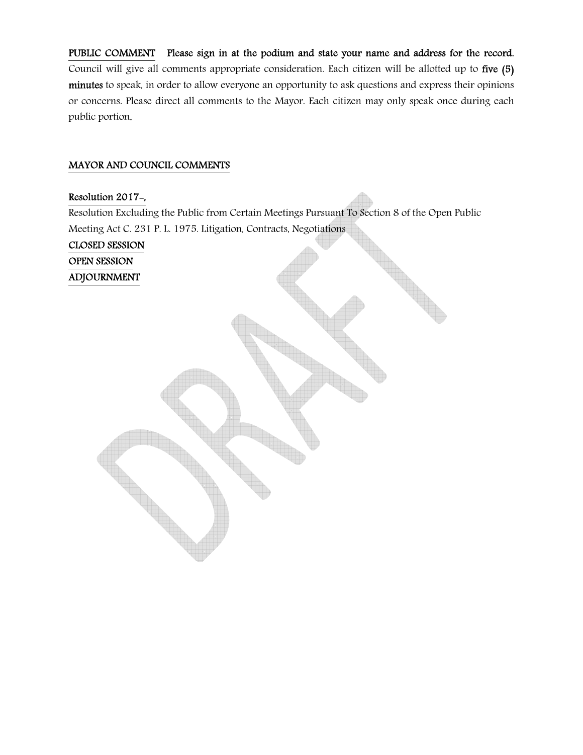**PUBLIC COMMENT** **Please sign in at the podium and state your name and address for the record.** Council will give all comments appropriate consideration. Each citizen will be allotted up to **five (5) minutes** to speak, in order to allow everyone an opportunity to ask questions and express their opinions or concerns. Please direct all comments to the Mayor. Each citizen may only speak once during each public portion.

**MAYOR AND COUNCIL COMMENTS**

**Resolution 2017-,**

Resolution Excluding the Public from Certain Meetings Pursuant To Section 8 of the Open Public Meeting Act C. 231 P. L. 1975. Litigation, Contracts, Negotiations

**CLOSED SESSION**

**OPEN SESSION**

**ADJOURNMENT**